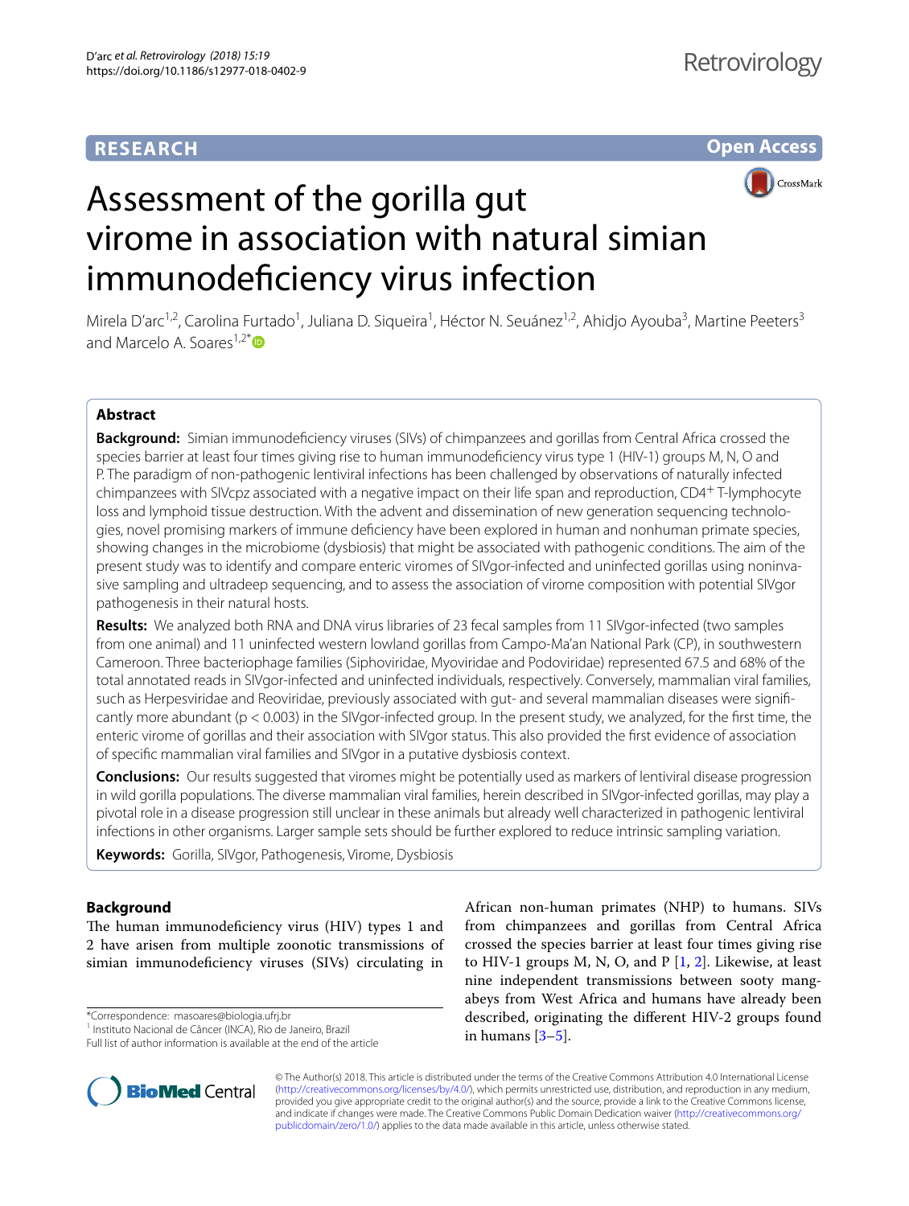RESEARCH

Open Access

# Assessment of the gorilla gut virome in association with natural simian immunodeficiency virus infection

Mirela D'arc[1,2], Carolina Furtado[1], Juliana D. Siqueira[1], Héctor N. Seuánez[1,2], Ahidjo Ayouba[3], Martine Peeters[3] and Marcelo A. Soares[1,2*]

## Abstract

**Background:** Simian immunodeficiency viruses (SIVs) of chimpanzees and gorillas from Central Africa crossed the species barrier at least four times giving rise to human immunodeficiency virus type 1 (HIV-1) groups M, N, O and P. The paradigm of non-pathogenic lentiviral infections has been challenged by observations of naturally infected chimpanzees with SIVcpz associated with a negative impact on their life span and reproduction, CD4$^+$ T-lymphocyte loss and lymphoid tissue destruction. With the advent and dissemination of new generation sequencing technologies, novel promising markers of immune deficiency have been explored in human and nonhuman primate species, showing changes in the microbiome (dysbiosis) that might be associated with pathogenic conditions. The aim of the present study was to identify and compare enteric viromes of SIVgor-infected and uninfected gorillas using noninvasive sampling and ultradeep sequencing, and to assess the association of virome composition with potential SIVgor pathogenesis in their natural hosts.

**Results:** We analyzed both RNA and DNA virus libraries of 23 fecal samples from 11 SIVgor-infected (two samples from one animal) and 11 uninfected western lowland gorillas from Campo-Ma'an National Park (CP), in southwestern Cameroon. Three bacteriophage families (Siphoviridae, Myoviridae and Podoviridae) represented 67.5 and 68% of the total annotated reads in SIVgor-infected and uninfected individuals, respectively. Conversely, mammalian viral families, such as Herpesviridae and Reoviridae, previously associated with gut- and several mammalian diseases were significantly more abundant ($p < 0.003$) in the SIVgor-infected group. In the present study, we analyzed, for the first time, the enteric virome of gorillas and their association with SIVgor status. This also provided the first evidence of association of specific mammalian viral families and SIVgor in a putative dysbiosis context.

**Conclusions:** Our results suggested that viromes might be potentially used as markers of lentiviral disease progression in wild gorilla populations. The diverse mammalian viral families, herein described in SIVgor-infected gorillas, may play a pivotal role in a disease progression still unclear in these animals but already well characterized in pathogenic lentiviral infections in other organisms. Larger sample sets should be further explored to reduce intrinsic sampling variation.

**Keywords:** Gorilla, SIVgor, Pathogenesis, Virome, Dysbiosis

## Background

The human immunodeficiency virus (HIV) types 1 and 2 have arisen from multiple zoonotic transmissions of simian immunodeficiency viruses (SIVs) circulating in African non-human primates (NHP) to humans. SIVs from chimpanzees and gorillas from Central Africa crossed the species barrier at least four times giving rise to HIV-1 groups M, N, O, and P [1, 2]. Likewise, at least nine independent transmissions between sooty mangabeys from West Africa and humans have already been described, originating the different HIV-2 groups found in humans [3–5].

*Correspondence: masoares@biologia.ufrj.br
[1] Instituto Nacional de Câncer (INCA), Rio de Janeiro, Brazil
Full list of author information is available at the end of the article

© The Author(s) 2018. This article is distributed under the terms of the Creative Commons Attribution 4.0 International License (http://creativecommons.org/licenses/by/4.0/), which permits unrestricted use, distribution, and reproduction in any medium, provided you give appropriate credit to the original author(s) and the source, provide a link to the Creative Commons license, and indicate if changes were made. The Creative Commons Public Domain Dedication waiver (http://creativecommons.org/publicdomain/zero/1.0/) applies to the data made available in this article, unless otherwise stated.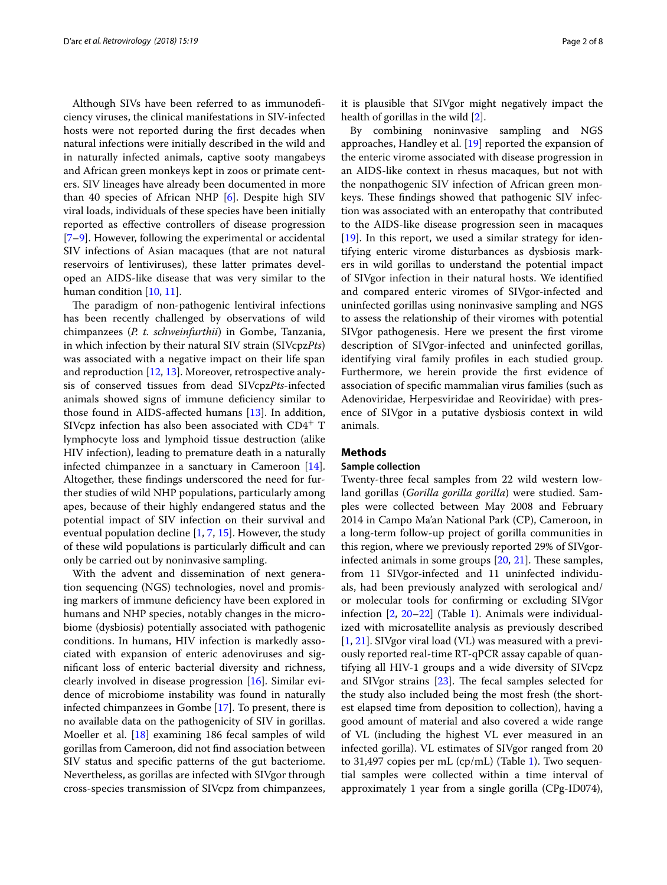Although SIVs have been referred to as immunodeficiency viruses, the clinical manifestations in SIV-infected hosts were not reported during the first decades when natural infections were initially described in the wild and in naturally infected animals, captive sooty mangabeys and African green monkeys kept in zoos or primate centers. SIV lineages have already been documented in more than 40 species of African NHP [6]. Despite high SIV viral loads, individuals of these species have been initially reported as effective controllers of disease progression [7–9]. However, following the experimental or accidental SIV infections of Asian macaques (that are not natural reservoirs of lentiviruses), these latter primates developed an AIDS-like disease that was very similar to the human condition [10, 11].

The paradigm of non-pathogenic lentiviral infections has been recently challenged by observations of wild chimpanzees (*P. t. schweinfurthii*) in Gombe, Tanzania, in which infection by their natural SIV strain (SIVcpz*Pts*) was associated with a negative impact on their life span and reproduction [12, 13]. Moreover, retrospective analysis of conserved tissues from dead SIVcpz*Pts*-infected animals showed signs of immune deficiency similar to those found in AIDS-affected humans [13]. In addition, SIVcpz infection has also been associated with $CD4^+$ T lymphocyte loss and lymphoid tissue destruction (alike HIV infection), leading to premature death in a naturally infected chimpanzee in a sanctuary in Cameroon [14]. Altogether, these findings underscored the need for further studies of wild NHP populations, particularly among apes, because of their highly endangered status and the potential impact of SIV infection on their survival and eventual population decline [1, 7, 15]. However, the study of these wild populations is particularly difficult and can only be carried out by noninvasive sampling.

With the advent and dissemination of next generation sequencing (NGS) technologies, novel and promising markers of immune deficiency have been explored in humans and NHP species, notably changes in the microbiome (dysbiosis) potentially associated with pathogenic conditions. In humans, HIV infection is markedly associated with expansion of enteric adenoviruses and significant loss of enteric bacterial diversity and richness, clearly involved in disease progression [16]. Similar evidence of microbiome instability was found in naturally infected chimpanzees in Gombe [17]. To present, there is no available data on the pathogenicity of SIV in gorillas. Moeller et al. [18] examining 186 fecal samples of wild gorillas from Cameroon, did not find association between SIV status and specific patterns of the gut bacteriome. Nevertheless, as gorillas are infected with SIVgor through cross-species transmission of SIVcpz from chimpanzees, it is plausible that SIVgor might negatively impact the health of gorillas in the wild [2].

By combining noninvasive sampling and NGS approaches, Handley et al. [19] reported the expansion of the enteric virome associated with disease progression in an AIDS-like context in rhesus macaques, but not with the nonpathogenic SIV infection of African green monkeys. These findings showed that pathogenic SIV infection was associated with an enteropathy that contributed to the AIDS-like disease progression seen in macaques [19]. In this report, we used a similar strategy for identifying enteric virome disturbances as dysbiosis markers in wild gorillas to understand the potential impact of SIVgor infection in their natural hosts. We identified and compared enteric viromes of SIVgor-infected and uninfected gorillas using noninvasive sampling and NGS to assess the relationship of their viromes with potential SIVgor pathogenesis. Here we present the first virome description of SIVgor-infected and uninfected gorillas, identifying viral family profiles in each studied group. Furthermore, we herein provide the first evidence of association of specific mammalian virus families (such as Adenoviridae, Herpesviridae and Reoviridae) with presence of SIVgor in a putative dysbiosis context in wild animals.

## Methods

### Sample collection

Twenty-three fecal samples from 22 wild western lowland gorillas (*Gorilla gorilla gorilla*) were studied. Samples were collected between May 2008 and February 2014 in Campo Ma'an National Park (CP), Cameroon, in a long-term follow-up project of gorilla communities in this region, where we previously reported 29% of SIVgor-infected animals in some groups [20, 21]. These samples, from 11 SIVgor-infected and 11 uninfected individuals, had been previously analyzed with serological and/or molecular tools for confirming or excluding SIVgor infection [2, 20–22] (Table 1). Animals were individualized with microsatellite analysis as previously described [1, 21]. SIVgor viral load (VL) was measured with a previously reported real-time RT-qPCR assay capable of quantifying all HIV-1 groups and a wide diversity of SIVcpz and SIVgor strains [23]. The fecal samples selected for the study also included being the most fresh (the shortest elapsed time from deposition to collection), having a good amount of material and also covered a wide range of VL (including the highest VL ever measured in an infected gorilla). VL estimates of SIVgor ranged from 20 to 31,497 copies per mL (cp/mL) (Table 1). Two sequential samples were collected within a time interval of approximately 1 year from a single gorilla (CPg-ID074),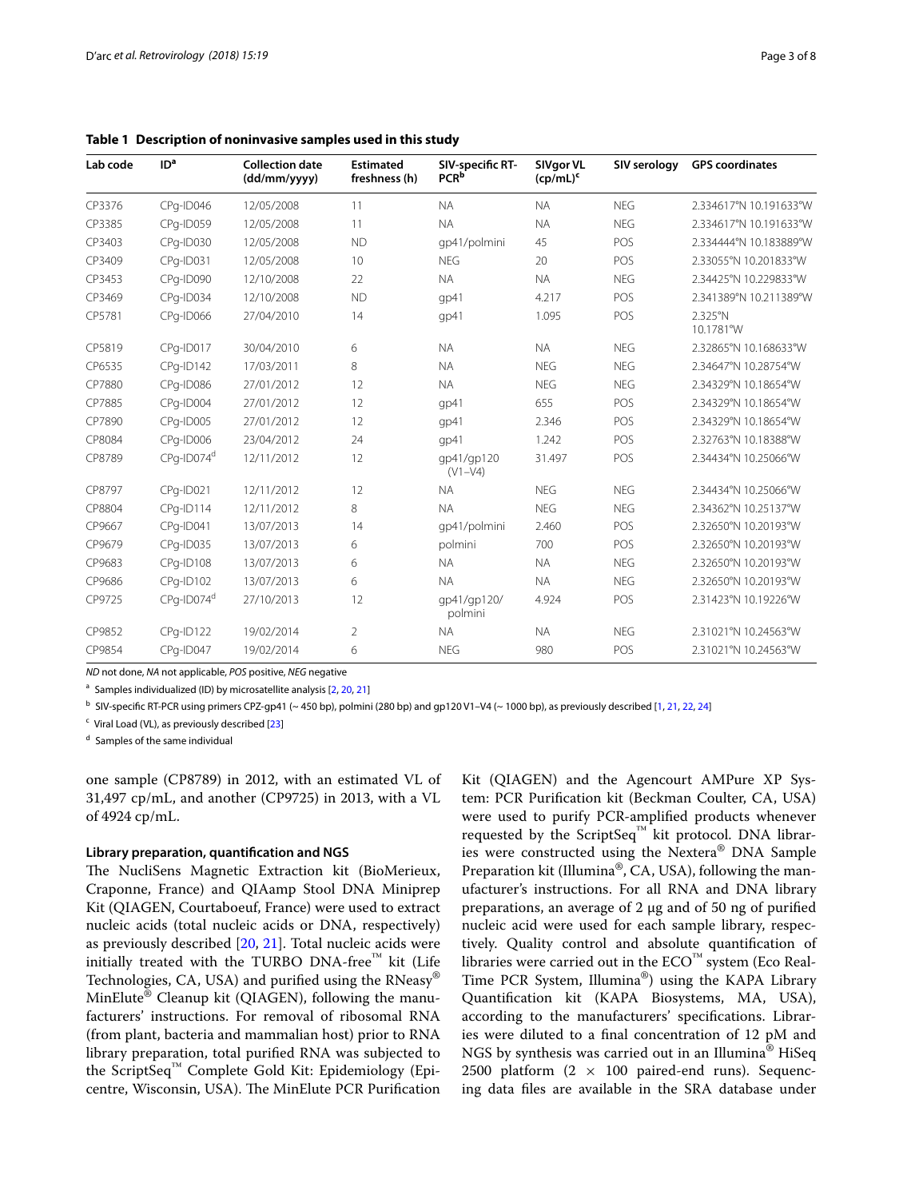**Table 1 Description of noninvasive samples used in this study**

| Lab code | ID[a] | Collection date (dd/mm/yyyy) | Estimated freshness (h) | SIV-specific RT-PCR[b] | SIVgor VL (cp/mL)[c] | SIV serology | GPS coordinates |
|---|---|---|---|---|---|---|---|
| CP3376 | CPg-ID046 | 12/05/2008 | 11 | NA | NA | NEG | 2.334617°N 10.191633°W |
| CP3385 | CPg-ID059 | 12/05/2008 | 11 | NA | NA | NEG | 2.334617°N 10.191633°W |
| CP3403 | CPg-ID030 | 12/05/2008 | ND | gp41/polmini | 45 | POS | 2.334444°N 10.183889°W |
| CP3409 | CPg-ID031 | 12/05/2008 | 10 | NEG | 20 | POS | 2.33055°N 10.201833°W |
| CP3453 | CPg-ID090 | 12/10/2008 | 22 | NA | NA | NEG | 2.34425°N 10.229833°W |
| CP3469 | CPg-ID034 | 12/10/2008 | ND | gp41 | 4.217 | POS | 2.341389°N 10.211389°W |
| CP5781 | CPg-ID066 | 27/04/2010 | 14 | gp41 | 1.095 | POS | 2.325°N 10.1781°W |
| CP5819 | CPg-ID017 | 30/04/2010 | 6 | NA | NA | NEG | 2.32865°N 10.168633°W |
| CP6535 | CPg-ID142 | 17/03/2011 | 8 | NA | NEG | NEG | 2.34647°N 10.28754°W |
| CP7880 | CPg-ID086 | 27/01/2012 | 12 | NA | NEG | NEG | 2.34329°N 10.18654°W |
| CP7885 | CPg-ID004 | 27/01/2012 | 12 | gp41 | 655 | POS | 2.34329°N 10.18654°W |
| CP7890 | CPg-ID005 | 27/01/2012 | 12 | gp41 | 2.346 | POS | 2.34329°N 10.18654°W |
| CP8084 | CPg-ID006 | 23/04/2012 | 24 | gp41 | 1.242 | POS | 2.32763°N 10.18388°W |
| CP8789 | CPg-ID074[d] | 12/11/2012 | 12 | gp41/gp120 (V1–V4) | 31.497 | POS | 2.34434°N 10.25066°W |
| CP8797 | CPg-ID021 | 12/11/2012 | 12 | NA | NEG | NEG | 2.34434°N 10.25066°W |
| CP8804 | CPg-ID114 | 12/11/2012 | 8 | NA | NEG | NEG | 2.34362°N 10.25137°W |
| CP9667 | CPg-ID041 | 13/07/2013 | 14 | gp41/polmini | 2.460 | POS | 2.32650°N 10.20193°W |
| CP9679 | CPg-ID035 | 13/07/2013 | 6 | polmini | 700 | POS | 2.32650°N 10.20193°W |
| CP9683 | CPg-ID108 | 13/07/2013 | 6 | NA | NA | NEG | 2.32650°N 10.20193°W |
| CP9686 | CPg-ID102 | 13/07/2013 | 6 | NA | NA | NEG | 2.32650°N 10.20193°W |
| CP9725 | CPg-ID074[d] | 27/10/2013 | 12 | gp41/gp120/polmini | 4.924 | POS | 2.31423°N 10.19226°W |
| CP9852 | CPg-ID122 | 19/02/2014 | 2 | NA | NA | NEG | 2.31021°N 10.24563°W |
| CP9854 | CPg-ID047 | 19/02/2014 | 6 | NEG | 980 | POS | 2.31021°N 10.24563°W |

*ND* not done, *NA* not applicable, *POS* positive, *NEG* negative

[a] Samples individualized (ID) by microsatellite analysis [2, 20, 21]

[b] SIV-specific RT-PCR using primers CPZ-gp41 (~ 450 bp), polmini (280 bp) and gp120 V1–V4 (~ 1000 bp), as previously described [1, 21, 22, 24]

[c] Viral Load (VL), as previously described [23]

[d] Samples of the same individual

one sample (CP8789) in 2012, with an estimated VL of 31,497 cp/mL, and another (CP9725) in 2013, with a VL of 4924 cp/mL.

### Library preparation, quantification and NGS

The NucliSens Magnetic Extraction kit (BioMerieux, Craponne, France) and QIAamp Stool DNA Miniprep Kit (QIAGEN, Courtaboeuf, France) were used to extract nucleic acids (total nucleic acids or DNA, respectively) as previously described [20, 21]. Total nucleic acids were initially treated with the TURBO DNA-free™ kit (Life Technologies, CA, USA) and purified using the RNeasy® MinElute® Cleanup kit (QIAGEN), following the manufacturers' instructions. For removal of ribosomal RNA (from plant, bacteria and mammalian host) prior to RNA library preparation, total purified RNA was subjected to the ScriptSeq™ Complete Gold Kit: Epidemiology (Epicentre, Wisconsin, USA). The MinElute PCR Purification Kit (QIAGEN) and the Agencourt AMPure XP System: PCR Purification kit (Beckman Coulter, CA, USA) were used to purify PCR-amplified products whenever requested by the ScriptSeq™ kit protocol. DNA libraries were constructed using the Nextera® DNA Sample Preparation kit (Illumina®, CA, USA), following the manufacturer's instructions. For all RNA and DNA library preparations, an average of 2 μg and of 50 ng of purified nucleic acid were used for each sample library, respectively. Quality control and absolute quantification of libraries were carried out in the ECO™ system (Eco Real-Time PCR System, Illumina®) using the KAPA Library Quantification kit (KAPA Biosystems, MA, USA), according to the manufacturers' specifications. Libraries were diluted to a final concentration of 12 pM and NGS by synthesis was carried out in an Illumina® HiSeq 2500 platform (2 × 100 paired-end runs). Sequencing data files are available in the SRA database under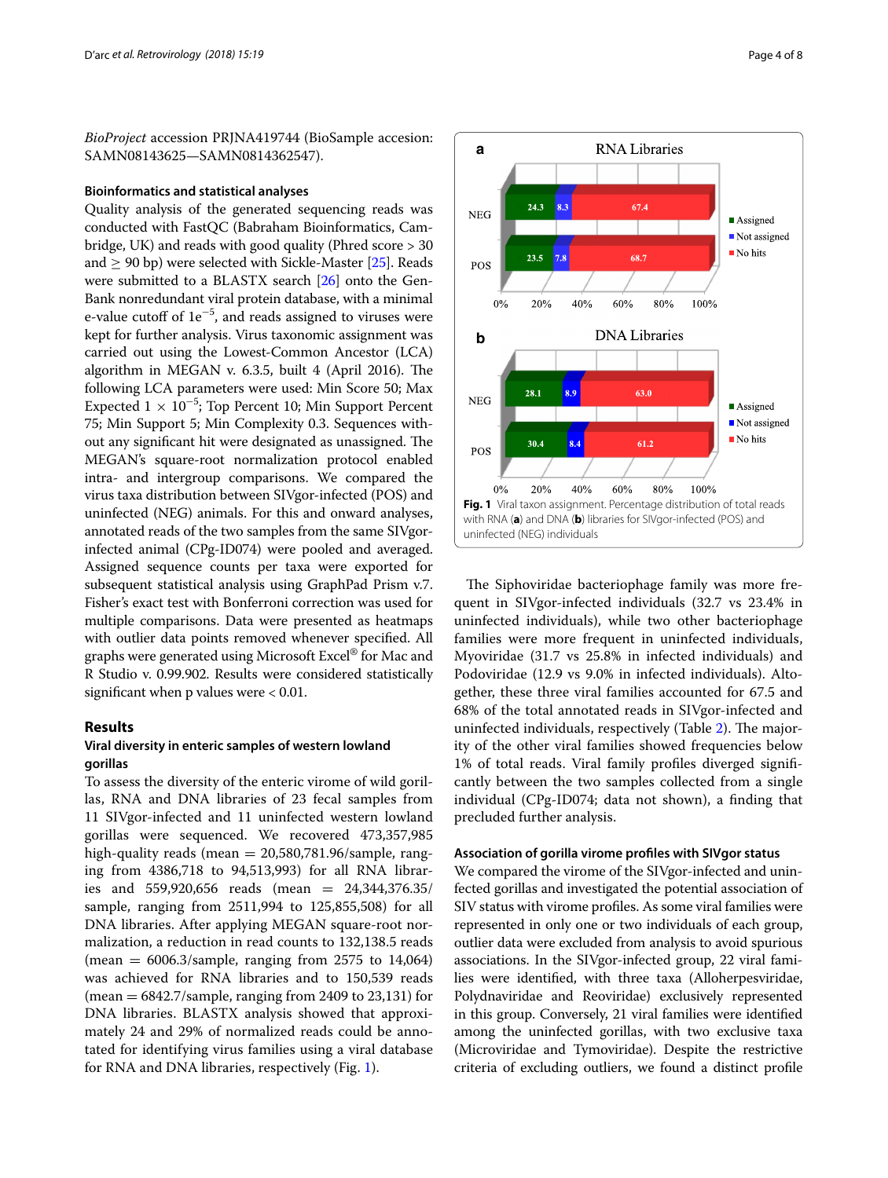*BioProject* accession PRJNA419744 (BioSample accesion: SAMN08143625—SAMN0814362547).

#### Bioinformatics and statistical analyses

Quality analysis of the generated sequencing reads was conducted with FastQC (Babraham Bioinformatics, Cambridge, UK) and reads with good quality (Phred score > 30 and ≥ 90 bp) were selected with Sickle-Master [25]. Reads were submitted to a BLASTX search [26] onto the GenBank nonredundant viral protein database, with a minimal e-value cutoff of $1e^{-5}$, and reads assigned to viruses were kept for further analysis. Virus taxonomic assignment was carried out using the Lowest-Common Ancestor (LCA) algorithm in MEGAN v. 6.3.5, built 4 (April 2016). The following LCA parameters were used: Min Score 50; Max Expected $1 \times 10^{-5}$; Top Percent 10; Min Support Percent 75; Min Support 5; Min Complexity 0.3. Sequences without any significant hit were designated as unassigned. The MEGAN's square-root normalization protocol enabled intra- and intergroup comparisons. We compared the virus taxa distribution between SIVgor-infected (POS) and uninfected (NEG) animals. For this and onward analyses, annotated reads of the two samples from the same SIVgor-infected animal (CPg-ID074) were pooled and averaged. Assigned sequence counts per taxa were exported for subsequent statistical analysis using GraphPad Prism v.7. Fisher's exact test with Bonferroni correction was used for multiple comparisons. Data were presented as heatmaps with outlier data points removed whenever specified. All graphs were generated using Microsoft Excel® for Mac and R Studio v. 0.99.902. Results were considered statistically significant when p values were < 0.01.

## Results

#### Viral diversity in enteric samples of western lowland gorillas

To assess the diversity of the enteric virome of wild gorillas, RNA and DNA libraries of 23 fecal samples from 11 SIVgor-infected and 11 uninfected western lowland gorillas were sequenced. We recovered 473,357,985 high-quality reads (mean = 20,580,781.96/sample, ranging from 4386,718 to 94,513,993) for all RNA libraries and 559,920,656 reads (mean = 24,344,376.35/sample, ranging from 2511,994 to 125,855,508) for all DNA libraries. After applying MEGAN square-root normalization, a reduction in read counts to 132,138.5 reads (mean = 6006.3/sample, ranging from 2575 to 14,064) was achieved for RNA libraries and to 150,539 reads (mean = 6842.7/sample, ranging from 2409 to 23,131) for DNA libraries. BLASTX analysis showed that approximately 24 and 29% of normalized reads could be annotated for identifying virus families using a viral database for RNA and DNA libraries, respectively (Fig. 1).

**Fig. 1** Viral taxon assignment. Percentage distribution of total reads with RNA (**a**) and DNA (**b**) libraries for SIVgor-infected (POS) and uninfected (NEG) individuals

The Siphoviridae bacteriophage family was more frequent in SIVgor-infected individuals (32.7 vs 23.4% in uninfected individuals), while two other bacteriophage families were more frequent in uninfected individuals, Myoviridae (31.7 vs 25.8% in infected individuals) and Podoviridae (12.9 vs 9.0% in infected individuals). Altogether, these three viral families accounted for 67.5 and 68% of the total annotated reads in SIVgor-infected and uninfected individuals, respectively (Table 2). The majority of the other viral families showed frequencies below 1% of total reads. Viral family profiles diverged significantly between the two samples collected from a single individual (CPg-ID074; data not shown), a finding that precluded further analysis.

#### Association of gorilla virome profiles with SIVgor status

We compared the virome of the SIVgor-infected and uninfected gorillas and investigated the potential association of SIV status with virome profiles. As some viral families were represented in only one or two individuals of each group, outlier data were excluded from analysis to avoid spurious associations. In the SIVgor-infected group, 22 viral families were identified, with three taxa (Alloherpesviridae, Polydnaviridae and Reoviridae) exclusively represented in this group. Conversely, 21 viral families were identified among the uninfected gorillas, with two exclusive taxa (Microviridae and Tymoviridae). Despite the restrictive criteria of excluding outliers, we found a distinct profile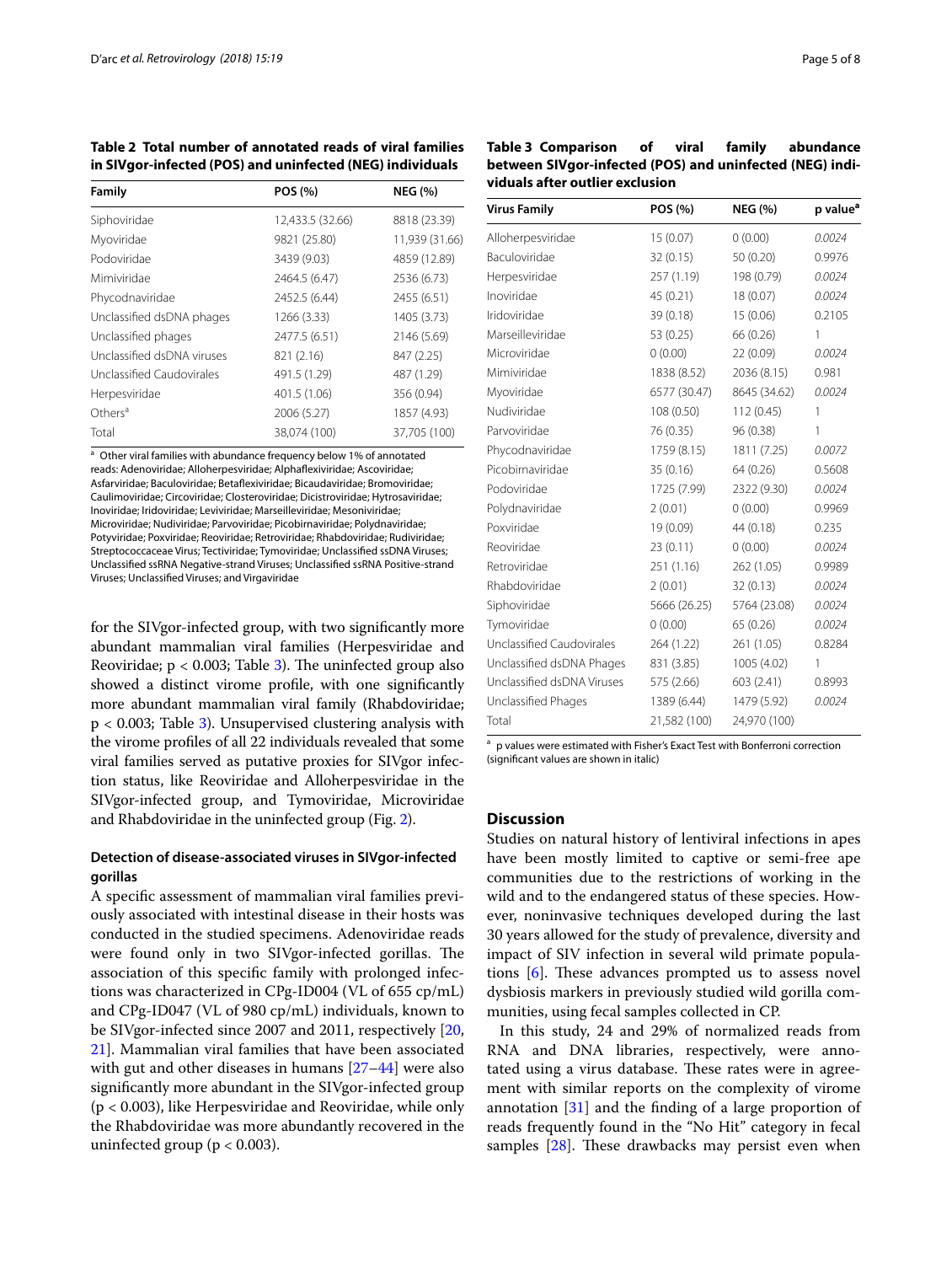**Table 2 Total number of annotated reads of viral families in SIVgor-infected (POS) and uninfected (NEG) individuals**

| Family | POS (%) | NEG (%) |
|---|---|---|
| Siphoviridae | 12,433.5 (32.66) | 8818 (23.39) |
| Myoviridae | 9821 (25.80) | 11,939 (31.66) |
| Podoviridae | 3439 (9.03) | 4859 (12.89) |
| Mimiviridae | 2464.5 (6.47) | 2536 (6.73) |
| Phycodnaviridae | 2452.5 (6.44) | 2455 (6.51) |
| Unclassified dsDNA phages | 1266 (3.33) | 1405 (3.73) |
| Unclassified phages | 2477.5 (6.51) | 2146 (5.69) |
| Unclassified dsDNA viruses | 821 (2.16) | 847 (2.25) |
| Unclassified Caudovirales | 491.5 (1.29) | 487 (1.29) |
| Herpesviridae | 401.5 (1.06) | 356 (0.94) |
| Others[a] | 2006 (5.27) | 1857 (4.93) |
| Total | 38,074 (100) | 37,705 (100) |

[a] Other viral families with abundance frequency below 1% of annotated reads: Adenoviridae; Alloherpesviridae; Alphaflexiviridae; Ascoviridae; Asfarviridae; Baculoviridae; Betaflexiviridae; Bicaudaviridae; Bromoviridae; Caulimoviridae; Circoviridae; Closteroviridae; Dicistroviridae; Hytrosaviridae; Inoviridae; Iridoviridae; Leviviridae; Marseilleviridae; Mesoniviridae; Microviridae; Nudiviridae; Parvoviridae; Picobirnaviridae; Polydnaviridae; Potyviridae; Poxviridae; Reoviridae; Retroviridae; Rhabdoviridae; Rudiviridae; Streptococcaceae Virus; Tectiviridae; Tymoviridae; Unclassified ssDNA Viruses; Unclassified ssRNA Negative-strand Viruses; Unclassified ssRNA Positive-strand Viruses; Unclassified Viruses; and Virgaviridae

for the SIVgor-infected group, with two significantly more abundant mammalian viral families (Herpesviridae and Reoviridae; $p < 0.003$; Table 3). The uninfected group also showed a distinct virome profile, with one significantly more abundant mammalian viral family (Rhabdoviridae; $p < 0.003$; Table 3). Unsupervised clustering analysis with the virome profiles of all 22 individuals revealed that some viral families served as putative proxies for SIVgor infection status, like Reoviridae and Alloherpesviridae in the SIVgor-infected group, and Tymoviridae, Microviridae and Rhabdoviridae in the uninfected group (Fig. 2).

### Detection of disease-associated viruses in SIVgor-infected gorillas

A specific assessment of mammalian viral families previously associated with intestinal disease in their hosts was conducted in the studied specimens. Adenoviridae reads were found only in two SIVgor-infected gorillas. The association of this specific family with prolonged infections was characterized in CPg-ID004 (VL of 655 cp/mL) and CPg-ID047 (VL of 980 cp/mL) individuals, known to be SIVgor-infected since 2007 and 2011, respectively [20, 21]. Mammalian viral families that have been associated with gut and other diseases in humans [27–44] were also significantly more abundant in the SIVgor-infected group ($p < 0.003$), like Herpesviridae and Reoviridae, while only the Rhabdoviridae was more abundantly recovered in the uninfected group ($p < 0.003$).

**Table 3 Comparison of viral family abundance between SIVgor-infected (POS) and uninfected (NEG) individuals after outlier exclusion**

| Virus Family | POS (%) | NEG (%) | p value[a] |
|---|---|---|---|
| Alloherpesviridae | 15 (0.07) | 0 (0.00) | *0.0024* |
| Baculoviridae | 32 (0.15) | 50 (0.20) | 0.9976 |
| Herpesviridae | 257 (1.19) | 198 (0.79) | *0.0024* |
| Inoviridae | 45 (0.21) | 18 (0.07) | *0.0024* |
| Iridoviridae | 39 (0.18) | 15 (0.06) | 0.2105 |
| Marseilleviridae | 53 (0.25) | 66 (0.26) | 1 |
| Microviridae | 0 (0.00) | 22 (0.09) | *0.0024* |
| Mimiviridae | 1838 (8.52) | 2036 (8.15) | 0.981 |
| Myoviridae | 6577 (30.47) | 8645 (34.62) | *0.0024* |
| Nudiviridae | 108 (0.50) | 112 (0.45) | 1 |
| Parvoviridae | 76 (0.35) | 96 (0.38) | 1 |
| Phycodnaviridae | 1759 (8.15) | 1811 (7.25) | *0.0072* |
| Picobirnaviridae | 35 (0.16) | 64 (0.26) | 0.5608 |
| Podoviridae | 1725 (7.99) | 2322 (9.30) | *0.0024* |
| Polydnaviridae | 2 (0.01) | 0 (0.00) | 0.9969 |
| Poxviridae | 19 (0.09) | 44 (0.18) | 0.235 |
| Reoviridae | 23 (0.11) | 0 (0.00) | *0.0024* |
| Retroviridae | 251 (1.16) | 262 (1.05) | 0.9989 |
| Rhabdoviridae | 2 (0.01) | 32 (0.13) | *0.0024* |
| Siphoviridae | 5666 (26.25) | 5764 (23.08) | *0.0024* |
| Tymoviridae | 0 (0.00) | 65 (0.26) | *0.0024* |
| Unclassified Caudovirales | 264 (1.22) | 261 (1.05) | 0.8284 |
| Unclassified dsDNA Phages | 831 (3.85) | 1005 (4.02) | 1 |
| Unclassified dsDNA Viruses | 575 (2.66) | 603 (2.41) | 0.8993 |
| Unclassified Phages | 1389 (6.44) | 1479 (5.92) | *0.0024* |
| Total | 21,582 (100) | 24,970 (100) | |

[a] p values were estimated with Fisher's Exact Test with Bonferroni correction (significant values are shown in italic)

## Discussion

Studies on natural history of lentiviral infections in apes have been mostly limited to captive or semi-free ape communities due to the restrictions of working in the wild and to the endangered status of these species. However, noninvasive techniques developed during the last 30 years allowed for the study of prevalence, diversity and impact of SIV infection in several wild primate populations [6]. These advances prompted us to assess novel dysbiosis markers in previously studied wild gorilla communities, using fecal samples collected in CP.

In this study, 24 and 29% of normalized reads from RNA and DNA libraries, respectively, were annotated using a virus database. These rates were in agreement with similar reports on the complexity of virome annotation [31] and the finding of a large proportion of reads frequently found in the "No Hit" category in fecal samples [28]. These drawbacks may persist even when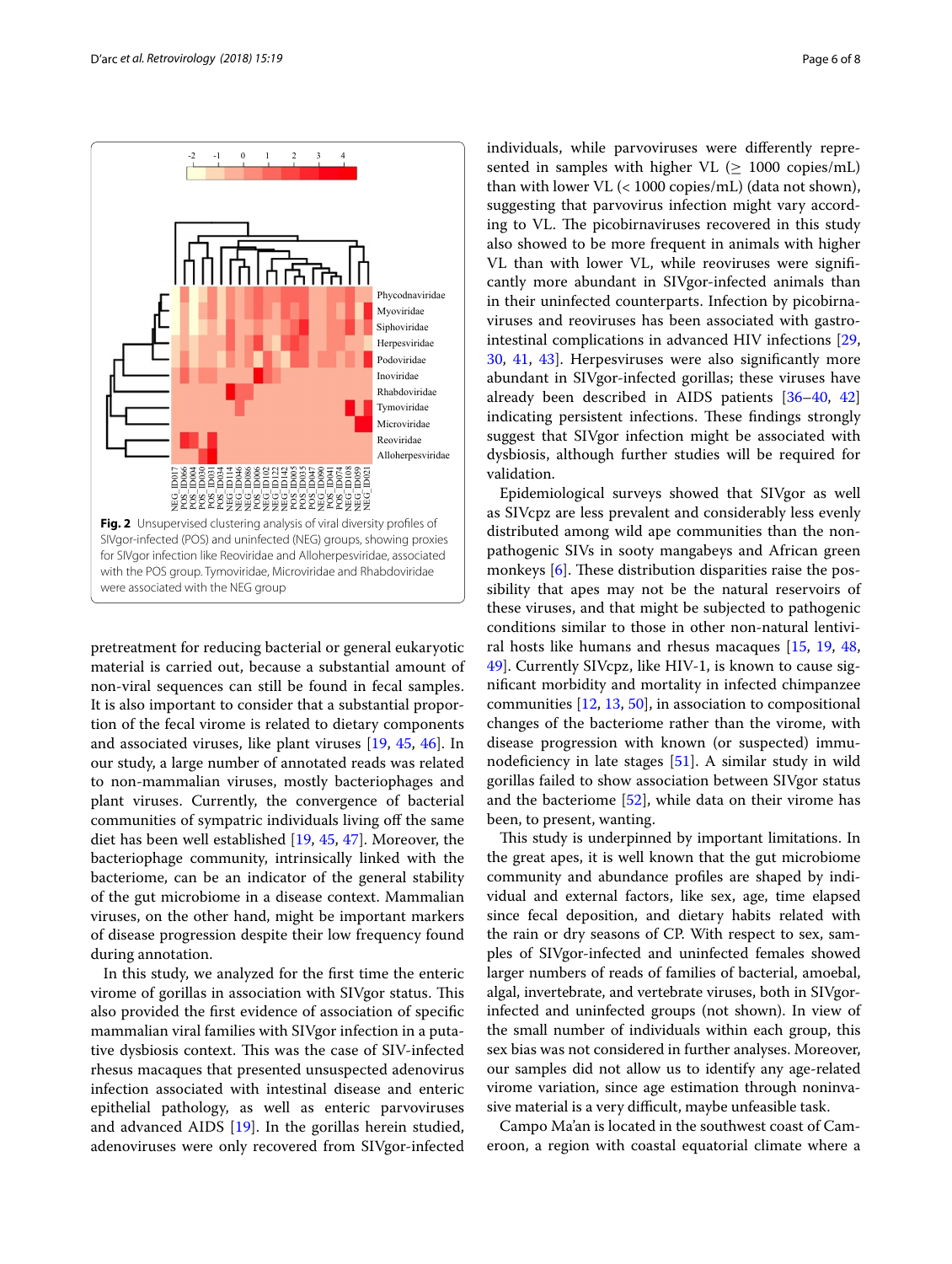**Fig. 2** Unsupervised clustering analysis of viral diversity profiles of SIVgor-infected (POS) and uninfected (NEG) groups, showing proxies for SIVgor infection like Reoviridae and Alloherpesviridae, associated with the POS group. Tymoviridae, Microviridae and Rhabdoviridae were associated with the NEG group

pretreatment for reducing bacterial or general eukaryotic material is carried out, because a substantial amount of non-viral sequences can still be found in fecal samples. It is also important to consider that a substantial proportion of the fecal virome is related to dietary components and associated viruses, like plant viruses [19, 45, 46]. In our study, a large number of annotated reads was related to non-mammalian viruses, mostly bacteriophages and plant viruses. Currently, the convergence of bacterial communities of sympatric individuals living off the same diet has been well established [19, 45, 47]. Moreover, the bacteriophage community, intrinsically linked with the bacteriome, can be an indicator of the general stability of the gut microbiome in a disease context. Mammalian viruses, on the other hand, might be important markers of disease progression despite their low frequency found during annotation.

In this study, we analyzed for the first time the enteric virome of gorillas in association with SIVgor status. This also provided the first evidence of association of specific mammalian viral families with SIVgor infection in a putative dysbiosis context. This was the case of SIV-infected rhesus macaques that presented unsuspected adenovirus infection associated with intestinal disease and enteric epithelial pathology, as well as enteric parvoviruses and advanced AIDS [19]. In the gorillas herein studied, adenoviruses were only recovered from SIVgor-infected individuals, while parvoviruses were differently represented in samples with higher VL (≥ 1000 copies/mL) than with lower VL (< 1000 copies/mL) (data not shown), suggesting that parvovirus infection might vary according to VL. The picobirnaviruses recovered in this study also showed to be more frequent in animals with higher VL than with lower VL, while reoviruses were significantly more abundant in SIVgor-infected animals than in their uninfected counterparts. Infection by picobirnaviruses and reoviruses has been associated with gastrointestinal complications in advanced HIV infections [29, 30, 41, 43]. Herpesviruses were also significantly more abundant in SIVgor-infected gorillas; these viruses have already been described in AIDS patients [36–40, 42] indicating persistent infections. These findings strongly suggest that SIVgor infection might be associated with dysbiosis, although further studies will be required for validation.

Epidemiological surveys showed that SIVgor as well as SIVcpz are less prevalent and considerably less evenly distributed among wild ape communities than the non-pathogenic SIVs in sooty mangabeys and African green monkeys [6]. These distribution disparities raise the possibility that apes may not be the natural reservoirs of these viruses, and that might be subjected to pathogenic conditions similar to those in other non-natural lentiviral hosts like humans and rhesus macaques [15, 19, 48, 49]. Currently SIVcpz, like HIV-1, is known to cause significant morbidity and mortality in infected chimpanzee communities [12, 13, 50], in association to compositional changes of the bacteriome rather than the virome, with disease progression with known (or suspected) immunodeficiency in late stages [51]. A similar study in wild gorillas failed to show association between SIVgor status and the bacteriome [52], while data on their virome has been, to present, wanting.

This study is underpinned by important limitations. In the great apes, it is well known that the gut microbiome community and abundance profiles are shaped by individual and external factors, like sex, age, time elapsed since fecal deposition, and dietary habits related with the rain or dry seasons of CP. With respect to sex, samples of SIVgor-infected and uninfected females showed larger numbers of reads of families of bacterial, amoebal, algal, invertebrate, and vertebrate viruses, both in SIVgor-infected and uninfected groups (not shown). In view of the small number of individuals within each group, this sex bias was not considered in further analyses. Moreover, our samples did not allow us to identify any age-related virome variation, since age estimation through noninvasive material is a very difficult, maybe unfeasible task.

Campo Ma'an is located in the southwest coast of Cameroon, a region with coastal equatorial climate where a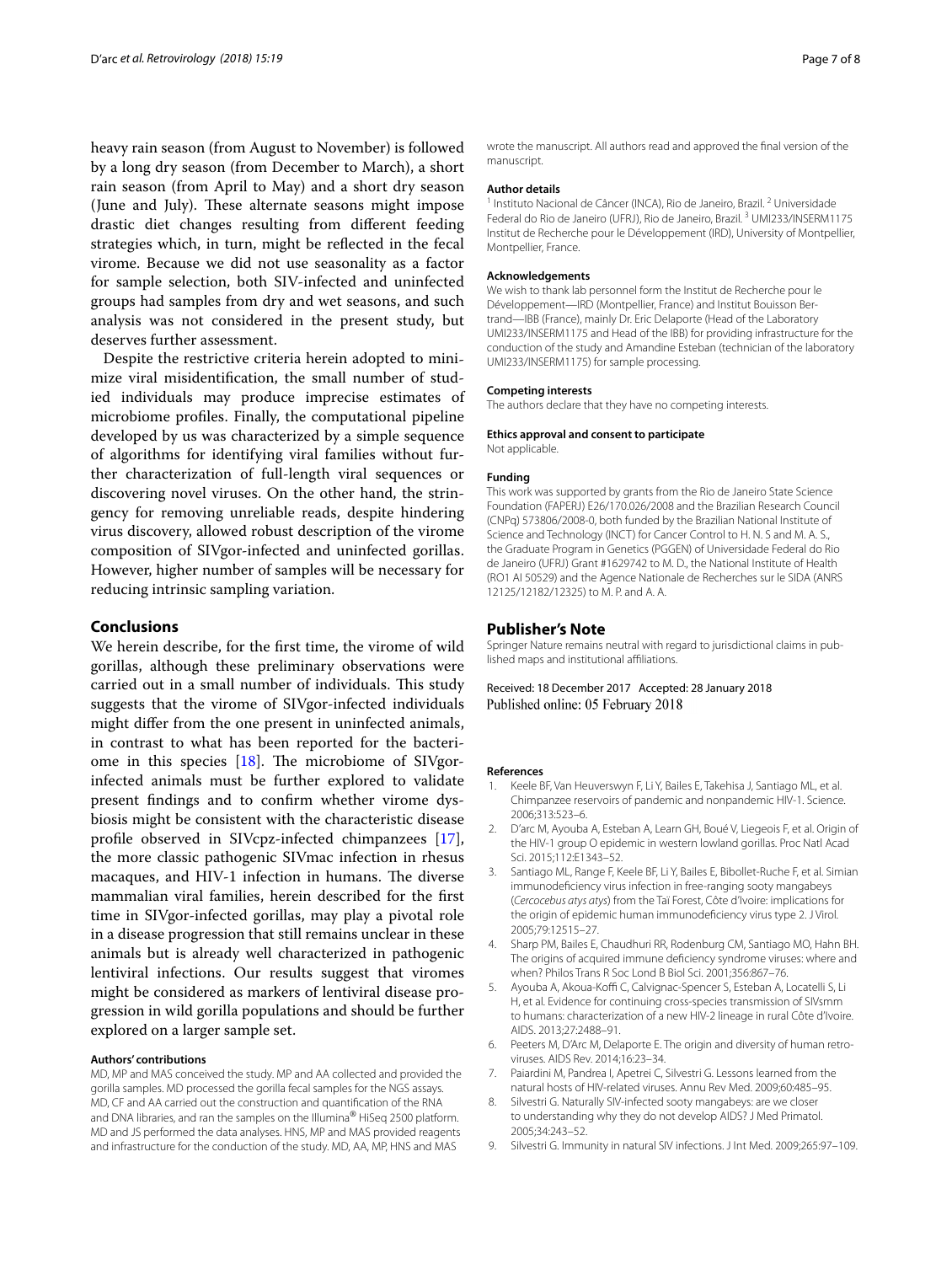heavy rain season (from August to November) is followed by a long dry season (from December to March), a short rain season (from April to May) and a short dry season (June and July). These alternate seasons might impose drastic diet changes resulting from different feeding strategies which, in turn, might be reflected in the fecal virome. Because we did not use seasonality as a factor for sample selection, both SIV-infected and uninfected groups had samples from dry and wet seasons, and such analysis was not considered in the present study, but deserves further assessment.

Despite the restrictive criteria herein adopted to minimize viral misidentification, the small number of studied individuals may produce imprecise estimates of microbiome profiles. Finally, the computational pipeline developed by us was characterized by a simple sequence of algorithms for identifying viral families without further characterization of full-length viral sequences or discovering novel viruses. On the other hand, the stringency for removing unreliable reads, despite hindering virus discovery, allowed robust description of the virome composition of SIVgor-infected and uninfected gorillas. However, higher number of samples will be necessary for reducing intrinsic sampling variation.

## Conclusions

We herein describe, for the first time, the virome of wild gorillas, although these preliminary observations were carried out in a small number of individuals. This study suggests that the virome of SIVgor-infected individuals might differ from the one present in uninfected animals, in contrast to what has been reported for the bacteriome in this species [18]. The microbiome of SIVgor-infected animals must be further explored to validate present findings and to confirm whether virome dysbiosis might be consistent with the characteristic disease profile observed in SIVcpz-infected chimpanzees [17], the more classic pathogenic SIVmac infection in rhesus macaques, and HIV-1 infection in humans. The diverse mammalian viral families, herein described for the first time in SIVgor-infected gorillas, may play a pivotal role in a disease progression that still remains unclear in these animals but is already well characterized in pathogenic lentiviral infections. Our results suggest that viromes might be considered as markers of lentiviral disease progression in wild gorilla populations and should be further explored on a larger sample set.

#### Authors' contributions

MD, MP and MAS conceived the study. MP and AA collected and provided the gorilla samples. MD processed the gorilla fecal samples for the NGS assays. MD, CF and AA carried out the construction and quantification of the RNA and DNA libraries, and ran the samples on the Illumina® HiSeq 2500 platform. MD and JS performed the data analyses. HNS, MP and MAS provided reagents and infrastructure for the conduction of the study. MD, AA, MP, HNS and MAS wrote the manuscript. All authors read and approved the final version of the manuscript.

#### Author details

[1] Instituto Nacional de Câncer (INCA), Rio de Janeiro, Brazil. [2] Universidade Federal do Rio de Janeiro (UFRJ), Rio de Janeiro, Brazil. [3] UMI233/INSERM1175 Institut de Recherche pour le Développement (IRD), University of Montpellier, Montpellier, France.

#### Acknowledgements

We wish to thank lab personnel form the Institut de Recherche pour le Développement—IRD (Montpellier, France) and Institut Bouisson Bertrand—IBB (France), mainly Dr. Eric Delaporte (Head of the Laboratory UMI233/INSERM1175 and Head of the IBB) for providing infrastructure for the conduction of the study and Amandine Esteban (technician of the laboratory UMI233/INSERM1175) for sample processing.

#### Competing interests

The authors declare that they have no competing interests.

#### Ethics approval and consent to participate

Not applicable.

#### Funding

This work was supported by grants from the Rio de Janeiro State Science Foundation (FAPERJ) E26/170.026/2008 and the Brazilian Research Council (CNPq) 573806/2008-0, both funded by the Brazilian National Institute of Science and Technology (INCT) for Cancer Control to H. N. S and M. A. S., the Graduate Program in Genetics (PGGEN) of Universidade Federal do Rio de Janeiro (UFRJ) Grant #1629742 to M. D., the National Institute of Health (RO1 AI 50529) and the Agence Nationale de Recherches sur le SIDA (ANRS 12125/12182/12325) to M. P. and A. A.

## Publisher's Note

Springer Nature remains neutral with regard to jurisdictional claims in published maps and institutional affiliations.

Received: 18 December 2017 Accepted: 28 January 2018
Published online: 05 February 2018

#### References

1. Keele BF, Van Heuverswyn F, Li Y, Bailes E, Takehisa J, Santiago ML, et al. Chimpanzee reservoirs of pandemic and nonpandemic HIV-1. Science. 2006;313:523–6.
2. D'arc M, Ayouba A, Esteban A, Learn GH, Boué V, Liegeois F, et al. Origin of the HIV-1 group O epidemic in western lowland gorillas. Proc Natl Acad Sci. 2015;112:E1343–52.
3. Santiago ML, Range F, Keele BF, Li Y, Bailes E, Bibollet-Ruche F, et al. Simian immunodeficiency virus infection in free-ranging sooty mangabeys (*Cercocebus atys atys*) from the Taï Forest, Côte d'Ivoire: implications for the origin of epidemic human immunodeficiency virus type 2. J Virol. 2005;79:12515–27.
4. Sharp PM, Bailes E, Chaudhuri RR, Rodenburg CM, Santiago MO, Hahn BH. The origins of acquired immune deficiency syndrome viruses: where and when? Philos Trans R Soc Lond B Biol Sci. 2001;356:867–76.
5. Ayouba A, Akoua-Koffi C, Calvignac-Spencer S, Esteban A, Locatelli S, Li H, et al. Evidence for continuing cross-species transmission of SIVsmm to humans: characterization of a new HIV-2 lineage in rural Côte d'Ivoire. AIDS. 2013;27:2488–91.
6. Peeters M, D'Arc M, Delaporte E. The origin and diversity of human retroviruses. AIDS Rev. 2014;16:23–34.
7. Paiardini M, Pandrea I, Apetrei C, Silvestri G. Lessons learned from the natural hosts of HIV-related viruses. Annu Rev Med. 2009;60:485–95.
8. Silvestri G. Naturally SIV-infected sooty mangabeys: are we closer to understanding why they do not develop AIDS? J Med Primatol. 2005;34:243–52.
9. Silvestri G. Immunity in natural SIV infections. J Int Med. 2009;265:97–109.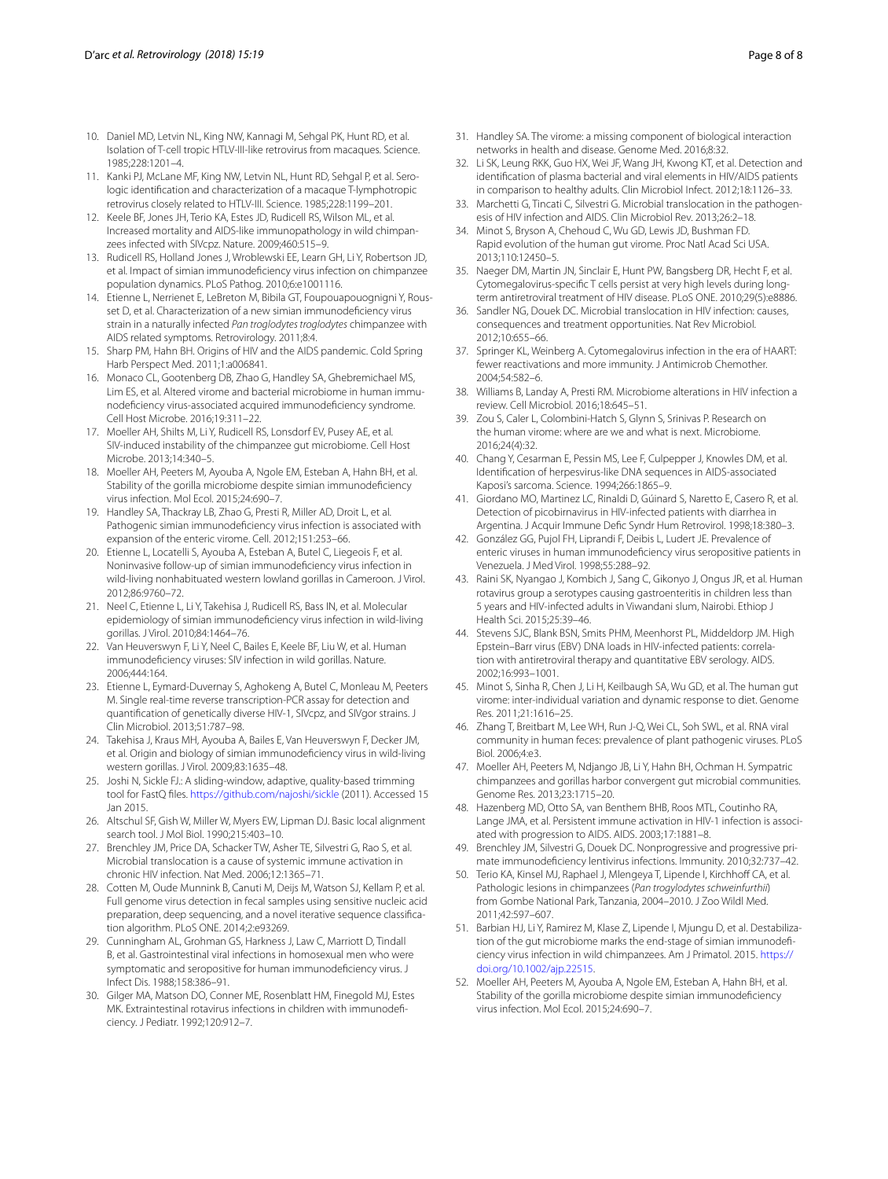10. Daniel MD, Letvin NL, King NW, Kannagi M, Sehgal PK, Hunt RD, et al. Isolation of T-cell tropic HTLV-III-like retrovirus from macaques. Science. 1985;228:1201–4.
11. Kanki PJ, McLane MF, King NW, Letvin NL, Hunt RD, Sehgal P, et al. Serologic identification and characterization of a macaque T-lymphotropic retrovirus closely related to HTLV-III. Science. 1985;228:1199–201.
12. Keele BF, Jones JH, Terio KA, Estes JD, Rudicell RS, Wilson ML, et al. Increased mortality and AIDS-like immunopathology in wild chimpanzees infected with SIVcpz. Nature. 2009;460:515–9.
13. Rudicell RS, Holland Jones J, Wroblewski EE, Learn GH, Li Y, Robertson JD, et al. Impact of simian immunodeficiency virus infection on chimpanzee population dynamics. PLoS Pathog. 2010;6:e1001116.
14. Etienne L, Nerrienet E, LeBreton M, Bibila GT, Foupouapouognigni Y, Rousset D, et al. Characterization of a new simian immunodeficiency virus strain in a naturally infected *Pan troglodytes troglodytes* chimpanzee with AIDS related symptoms. Retrovirology. 2011;8:4.
15. Sharp PM, Hahn BH. Origins of HIV and the AIDS pandemic. Cold Spring Harb Perspect Med. 2011;1:a006841.
16. Monaco CL, Gootenberg DB, Zhao G, Handley SA, Ghebremichael MS, Lim ES, et al. Altered virome and bacterial microbiome in human immunodeficiency virus-associated acquired immunodeficiency syndrome. Cell Host Microbe. 2016;19:311–22.
17. Moeller AH, Shilts M, Li Y, Rudicell RS, Lonsdorf EV, Pusey AE, et al. SIV-induced instability of the chimpanzee gut microbiome. Cell Host Microbe. 2013;14:340–5.
18. Moeller AH, Peeters M, Ayouba A, Ngole EM, Esteban A, Hahn BH, et al. Stability of the gorilla microbiome despite simian immunodeficiency virus infection. Mol Ecol. 2015;24:690–7.
19. Handley SA, Thackray LB, Zhao G, Presti R, Miller AD, Droit L, et al. Pathogenic simian immunodeficiency virus infection is associated with expansion of the enteric virome. Cell. 2012;151:253–66.
20. Etienne L, Locatelli S, Ayouba A, Esteban A, Butel C, Liegeois F, et al. Noninvasive follow-up of simian immunodeficiency virus infection in wild-living nonhabituated western lowland gorillas in Cameroon. J Virol. 2012;86:9760–72.
21. Neel C, Etienne L, Li Y, Takehisa J, Rudicell RS, Bass IN, et al. Molecular epidemiology of simian immunodeficiency virus infection in wild-living gorillas. J Virol. 2010;84:1464–76.
22. Van Heuverswyn F, Li Y, Neel C, Bailes E, Keele BF, Liu W, et al. Human immunodeficiency viruses: SIV infection in wild gorillas. Nature. 2006;444:164.
23. Etienne L, Eymard-Duvernay S, Aghokeng A, Butel C, Monleau M, Peeters M. Single real-time reverse transcription-PCR assay for detection and quantification of genetically diverse HIV-1, SIVcpz, and SIVgor strains. J Clin Microbiol. 2013;51:787–98.
24. Takehisa J, Kraus MH, Ayouba A, Bailes E, Van Heuverswyn F, Decker JM, et al. Origin and biology of simian immunodeficiency virus in wild-living western gorillas. J Virol. 2009;83:1635–48.
25. Joshi N, Sickle FJ.: A sliding-window, adaptive, quality-based trimming tool for FastQ files. https://github.com/najoshi/sickle (2011). Accessed 15 Jan 2015.
26. Altschul SF, Gish W, Miller W, Myers EW, Lipman DJ. Basic local alignment search tool. J Mol Biol. 1990;215:403–10.
27. Brenchley JM, Price DA, Schacker TW, Asher TE, Silvestri G, Rao S, et al. Microbial translocation is a cause of systemic immune activation in chronic HIV infection. Nat Med. 2006;12:1365–71.
28. Cotten M, Oude Munnink B, Canuti M, Deijs M, Watson SJ, Kellam P, et al. Full genome virus detection in fecal samples using sensitive nucleic acid preparation, deep sequencing, and a novel iterative sequence classification algorithm. PLoS ONE. 2014;2:e93269.
29. Cunningham AL, Grohman GS, Harkness J, Law C, Marriott D, Tindall B, et al. Gastrointestinal viral infections in homosexual men who were symptomatic and seropositive for human immunodeficiency virus. J Infect Dis. 1988;158:386–91.
30. Gilger MA, Matson DO, Conner ME, Rosenblatt HM, Finegold MJ, Estes MK. Extraintestinal rotavirus infections in children with immunodeficiency. J Pediatr. 1992;120:912–7.
31. Handley SA. The virome: a missing component of biological interaction networks in health and disease. Genome Med. 2016;8:32.
32. Li SK, Leung RKK, Guo HX, Wei JF, Wang JH, Kwong KT, et al. Detection and identification of plasma bacterial and viral elements in HIV/AIDS patients in comparison to healthy adults. Clin Microbiol Infect. 2012;18:1126–33.
33. Marchetti G, Tincati C, Silvestri G. Microbial translocation in the pathogenesis of HIV infection and AIDS. Clin Microbiol Rev. 2013;26:2–18.
34. Minot S, Bryson A, Chehoud C, Wu GD, Lewis JD, Bushman FD. Rapid evolution of the human gut virome. Proc Natl Acad Sci USA. 2013;110:12450–5.
35. Naeger DM, Martin JN, Sinclair E, Hunt PW, Bangsberg DR, Hecht F, et al. Cytomegalovirus-specific T cells persist at very high levels during long-term antiretroviral treatment of HIV disease. PLoS ONE. 2010;29(5):e8886.
36. Sandler NG, Douek DC. Microbial translocation in HIV infection: causes, consequences and treatment opportunities. Nat Rev Microbiol. 2012;10:655–66.
37. Springer KL, Weinberg A. Cytomegalovirus infection in the era of HAART: fewer reactivations and more immunity. J Antimicrob Chemother. 2004;54:582–6.
38. Williams B, Landay A, Presti RM. Microbiome alterations in HIV infection a review. Cell Microbiol. 2016;18:645–51.
39. Zou S, Caler L, Colombini-Hatch S, Glynn S, Srinivas P. Research on the human virome: where are we and what is next. Microbiome. 2016;24(4):32.
40. Chang Y, Cesarman E, Pessin MS, Lee F, Culpepper J, Knowles DM, et al. Identification of herpesvirus-like DNA sequences in AIDS-associated Kaposi's sarcoma. Science. 1994;266:1865–9.
41. Giordano MO, Martinez LC, Rinaldi D, Gúinard S, Naretto E, Casero R, et al. Detection of picobirnavirus in HIV-infected patients with diarrhea in Argentina. J Acquir Immune Defic Syndr Hum Retrovirol. 1998;18:380–3.
42. González GG, Pujol FH, Liprandi F, Deibis L, Ludert JE. Prevalence of enteric viruses in human immunodeficiency virus seropositive patients in Venezuela. J Med Virol. 1998;55:288–92.
43. Raini SK, Nyangao J, Kombich J, Sang C, Gikonyo J, Ongus JR, et al. Human rotavirus group a serotypes causing gastroenteritis in children less than 5 years and HIV-infected adults in Viwandani slum, Nairobi. Ethiop J Health Sci. 2015;25:39–46.
44. Stevens SJC, Blank BSN, Smits PHM, Meenhorst PL, Middeldorp JM. High Epstein–Barr virus (EBV) DNA loads in HIV-infected patients: correlation with antiretroviral therapy and quantitative EBV serology. AIDS. 2002;16:993–1001.
45. Minot S, Sinha R, Chen J, Li H, Keilbaugh SA, Wu GD, et al. The human gut virome: inter-individual variation and dynamic response to diet. Genome Res. 2011;21:1616–25.
46. Zhang T, Breitbart M, Lee WH, Run J-Q, Wei CL, Soh SWL, et al. RNA viral community in human feces: prevalence of plant pathogenic viruses. PLoS Biol. 2006;4:e3.
47. Moeller AH, Peeters M, Ndjango JB, Li Y, Hahn BH, Ochman H. Sympatric chimpanzees and gorillas harbor convergent gut microbial communities. Genome Res. 2013;23:1715–20.
48. Hazenberg MD, Otto SA, van Benthem BHB, Roos MTL, Coutinho RA, Lange JMA, et al. Persistent immune activation in HIV-1 infection is associated with progression to AIDS. AIDS. 2003;17:1881–8.
49. Brenchley JM, Silvestri G, Douek DC. Nonprogressive and progressive primate immunodeficiency lentivirus infections. Immunity. 2010;32:737–42.
50. Terio KA, Kinsel MJ, Raphael J, Mlengeya T, Lipende I, Kirchhoff CA, et al. Pathologic lesions in chimpanzees (*Pan trogylodytes schweinfurthii*) from Gombe National Park, Tanzania, 2004–2010. J Zoo Wildl Med. 2011;42:597–607.
51. Barbian HJ, Li Y, Ramirez M, Klase Z, Lipende I, Mjungu D, et al. Destabilization of the gut microbiome marks the end-stage of simian immunodeficiency virus infection in wild chimpanzees. Am J Primatol. 2015. https://doi.org/10.1002/ajp.22515.
52. Moeller AH, Peeters M, Ayouba A, Ngole EM, Esteban A, Hahn BH, et al. Stability of the gorilla microbiome despite simian immunodeficiency virus infection. Mol Ecol. 2015;24:690–7.